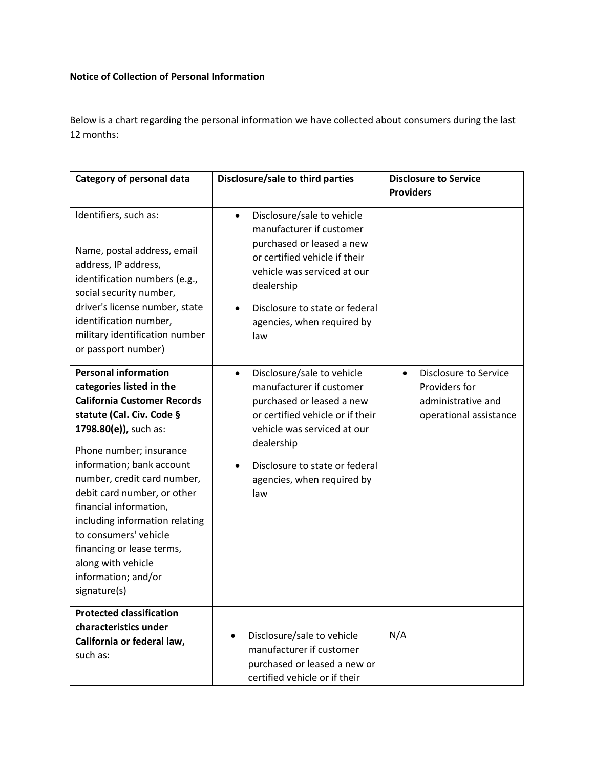**Notice of Collection of Personal Information**

Below is a chart regarding the personal information we have collected about consumers during the last 12 months:

| Category of personal data | Disclosure/sale to third parties | Disclosure to Service Providers |
|---|---|---|
| Identifiers, such as:<br><br>Name, postal address, email address, IP address, identification numbers (e.g., social security number, driver's license number, state identification number, military identification number or passport number) | • Disclosure/sale to vehicle manufacturer if customer purchased or leased a new or certified vehicle if their vehicle was serviced at our dealership<br>• Disclosure to state or federal agencies, when required by law | |
| **Personal information categories listed in the California Customer Records statute (Cal. Civ. Code § 1798.80(e)),** such as:<br><br>Phone number; insurance information; bank account number, credit card number, debit card number, or other financial information, including information relating to consumers' vehicle financing or lease terms, along with vehicle information; and/or signature(s) | • Disclosure/sale to vehicle manufacturer if customer purchased or leased a new or certified vehicle or if their vehicle was serviced at our dealership<br>• Disclosure to state or federal agencies, when required by law | • Disclosure to Service Providers for administrative and operational assistance |
| **Protected classification characteristics under California or federal law,** such as: | • Disclosure/sale to vehicle manufacturer if customer purchased or leased a new or certified vehicle or if their | N/A |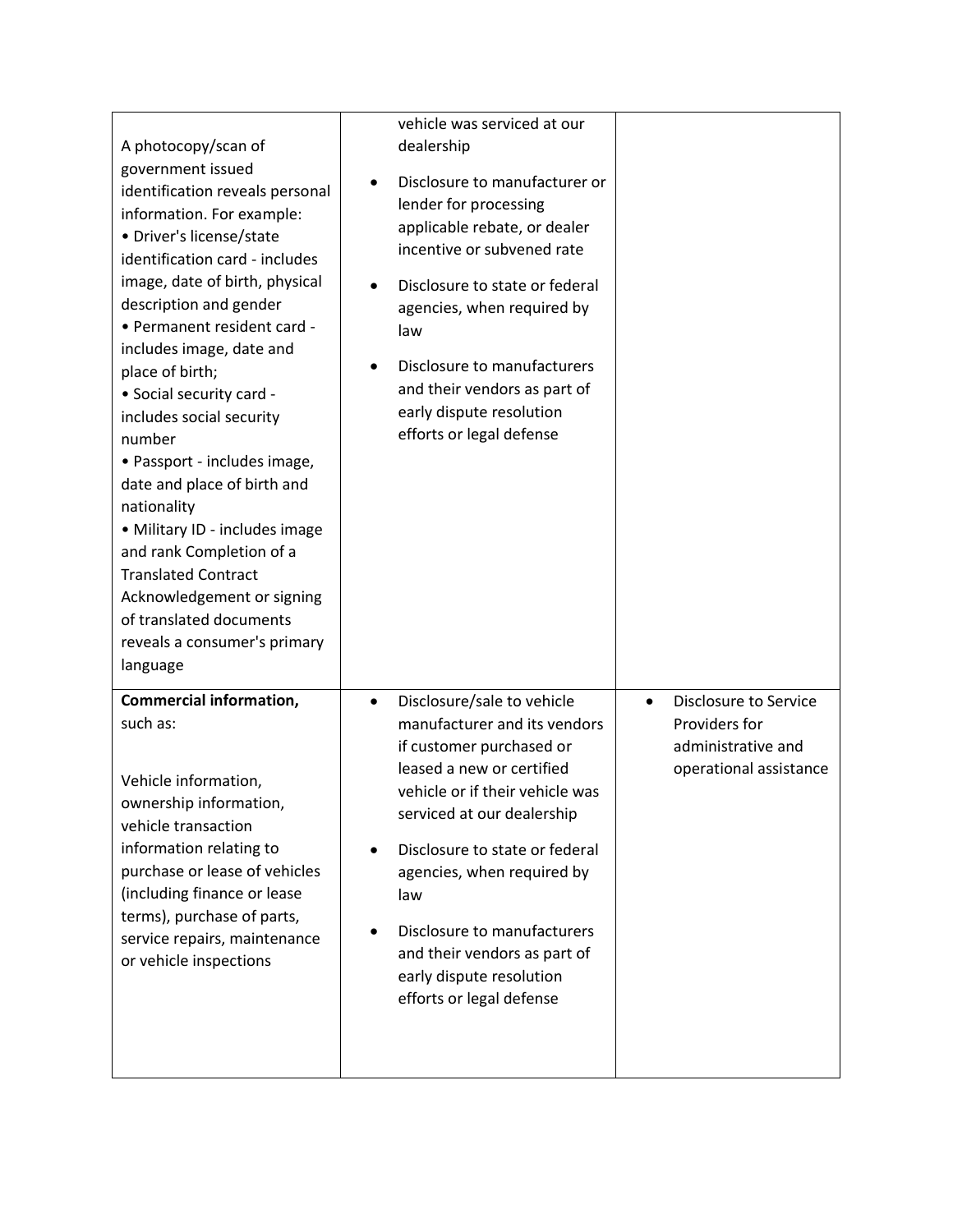| | | |
|---|---|---|
| A photocopy/scan of government issued identification reveals personal information. For example:<br>• Driver's license/state identification card - includes image, date of birth, physical description and gender<br>• Permanent resident card - includes image, date and place of birth;<br>• Social security card - includes social security number<br>• Passport - includes image, date and place of birth and nationality<br>• Military ID - includes image and rank Completion of a Translated Contract Acknowledgement or signing of translated documents reveals a consumer's primary language | vehicle was serviced at our dealership<br>• Disclosure to manufacturer or lender for processing applicable rebate, or dealer incentive or subvened rate<br>• Disclosure to state or federal agencies, when required by law<br>• Disclosure to manufacturers and their vendors as part of early dispute resolution efforts or legal defense | |
| **Commercial information,** such as:<br><br>Vehicle information, ownership information, vehicle transaction information relating to purchase or lease of vehicles (including finance or lease terms), purchase of parts, service repairs, maintenance or vehicle inspections | • Disclosure/sale to vehicle manufacturer and its vendors if customer purchased or leased a new or certified vehicle or if their vehicle was serviced at our dealership<br>• Disclosure to state or federal agencies, when required by law<br>• Disclosure to manufacturers and their vendors as part of early dispute resolution efforts or legal defense | • Disclosure to Service Providers for administrative and operational assistance |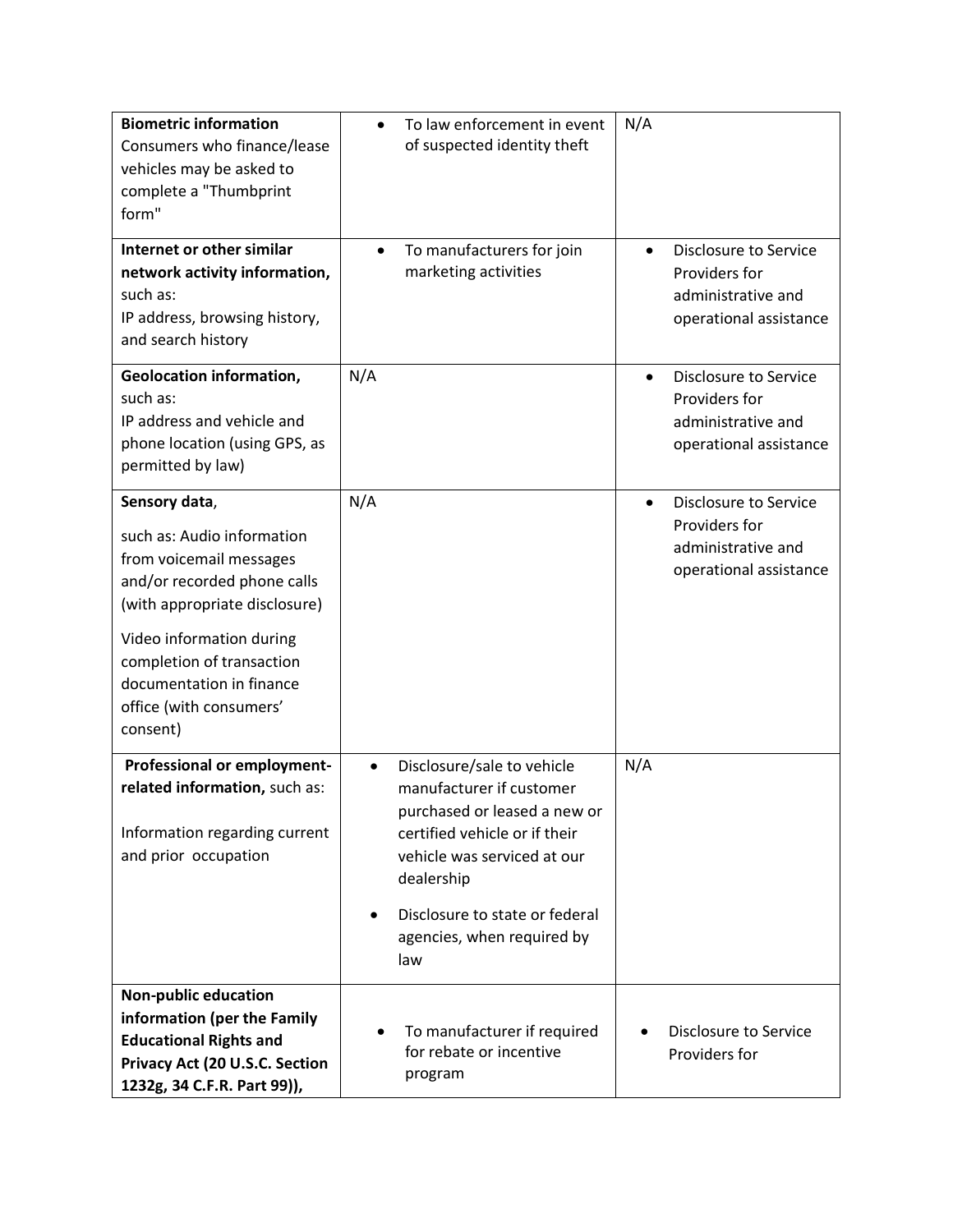| | | |
|---|---|---|
| **Biometric information** Consumers who finance/lease vehicles may be asked to complete a "Thumbprint form" | • To law enforcement in event of suspected identity theft | N/A |
| **Internet or other similar network activity information,** such as: IP address, browsing history, and search history | • To manufacturers for join marketing activities | • Disclosure to Service Providers for administrative and operational assistance |
| **Geolocation information,** such as: IP address and vehicle and phone location (using GPS, as permitted by law) | N/A | • Disclosure to Service Providers for administrative and operational assistance |
| **Sensory data**, such as: Audio information from voicemail messages and/or recorded phone calls (with appropriate disclosure)<br><br>Video information during completion of transaction documentation in finance office (with consumers' consent) | N/A | • Disclosure to Service Providers for administrative and operational assistance |
| **Professional or employment-related information,** such as:<br><br>Information regarding current and prior occupation | • Disclosure/sale to vehicle manufacturer if customer purchased or leased a new or certified vehicle or if their vehicle was serviced at our dealership<br>• Disclosure to state or federal agencies, when required by law | N/A |
| **Non-public education information (per the Family Educational Rights and Privacy Act (20 U.S.C. Section 1232g, 34 C.F.R. Part 99)),** | • To manufacturer if required for rebate or incentive program | • Disclosure to Service Providers for |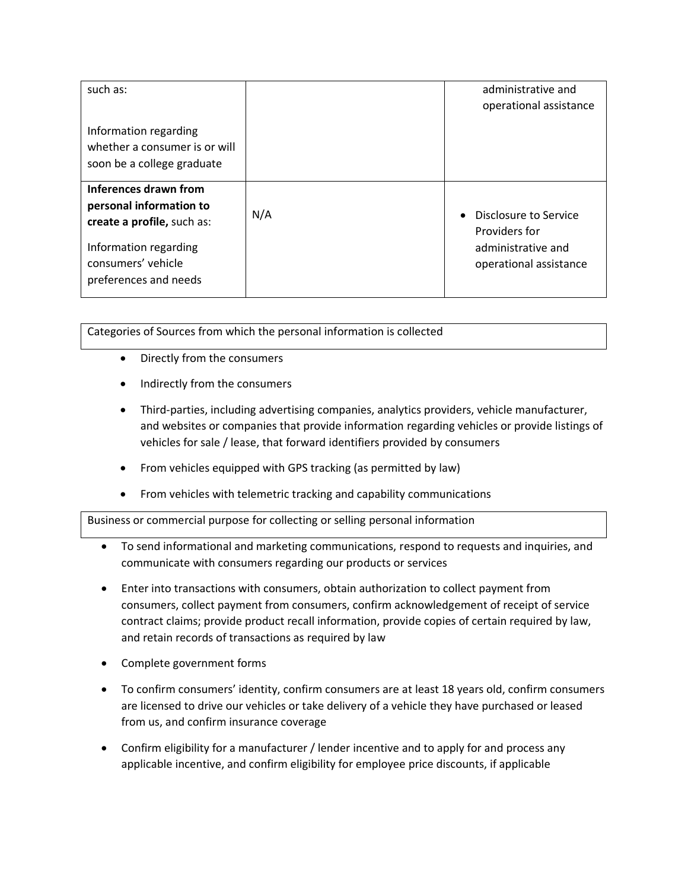| | | |
|---|---|---|
| such as:<br><br>Information regarding whether a consumer is or will soon be a college graduate | | administrative and operational assistance |
| **Inferences drawn from personal information to create a profile,** such as:<br><br>Information regarding consumers' vehicle preferences and needs | N/A | • Disclosure to Service Providers for administrative and operational assistance |

Categories of Sources from which the personal information is collected

- Directly from the consumers
- Indirectly from the consumers
- Third-parties, including advertising companies, analytics providers, vehicle manufacturer, and websites or companies that provide information regarding vehicles or provide listings of vehicles for sale / lease, that forward identifiers provided by consumers
- From vehicles equipped with GPS tracking (as permitted by law)
- From vehicles with telemetric tracking and capability communications

Business or commercial purpose for collecting or selling personal information

- To send informational and marketing communications, respond to requests and inquiries, and communicate with consumers regarding our products or services
- Enter into transactions with consumers, obtain authorization to collect payment from consumers, collect payment from consumers, confirm acknowledgement of receipt of service contract claims; provide product recall information, provide copies of certain required by law, and retain records of transactions as required by law
- Complete government forms
- To confirm consumers' identity, confirm consumers are at least 18 years old, confirm consumers are licensed to drive our vehicles or take delivery of a vehicle they have purchased or leased from us, and confirm insurance coverage
- Confirm eligibility for a manufacturer / lender incentive and to apply for and process any applicable incentive, and confirm eligibility for employee price discounts, if applicable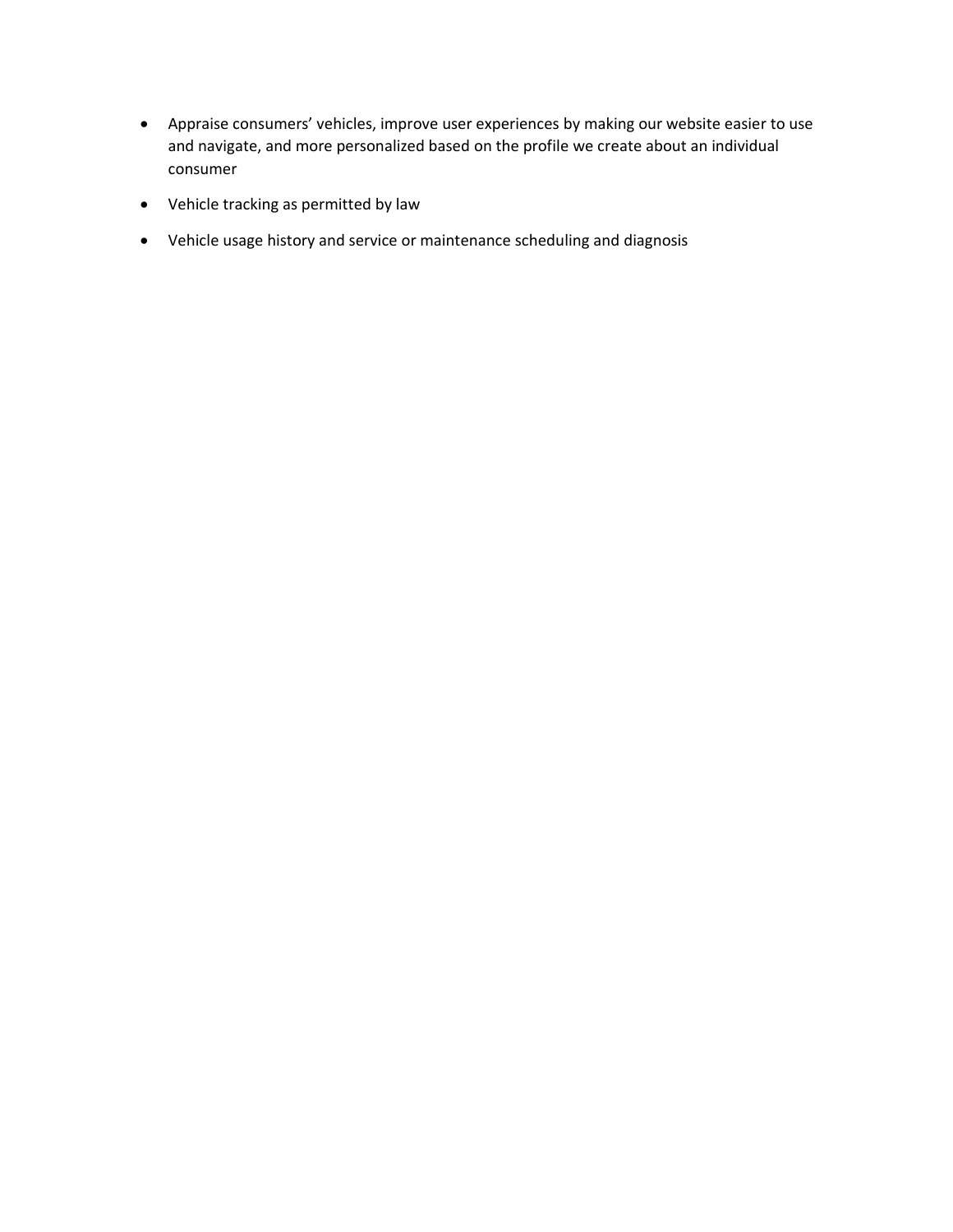- Appraise consumers' vehicles, improve user experiences by making our website easier to use and navigate, and more personalized based on the profile we create about an individual consumer
- Vehicle tracking as permitted by law
- Vehicle usage history and service or maintenance scheduling and diagnosis